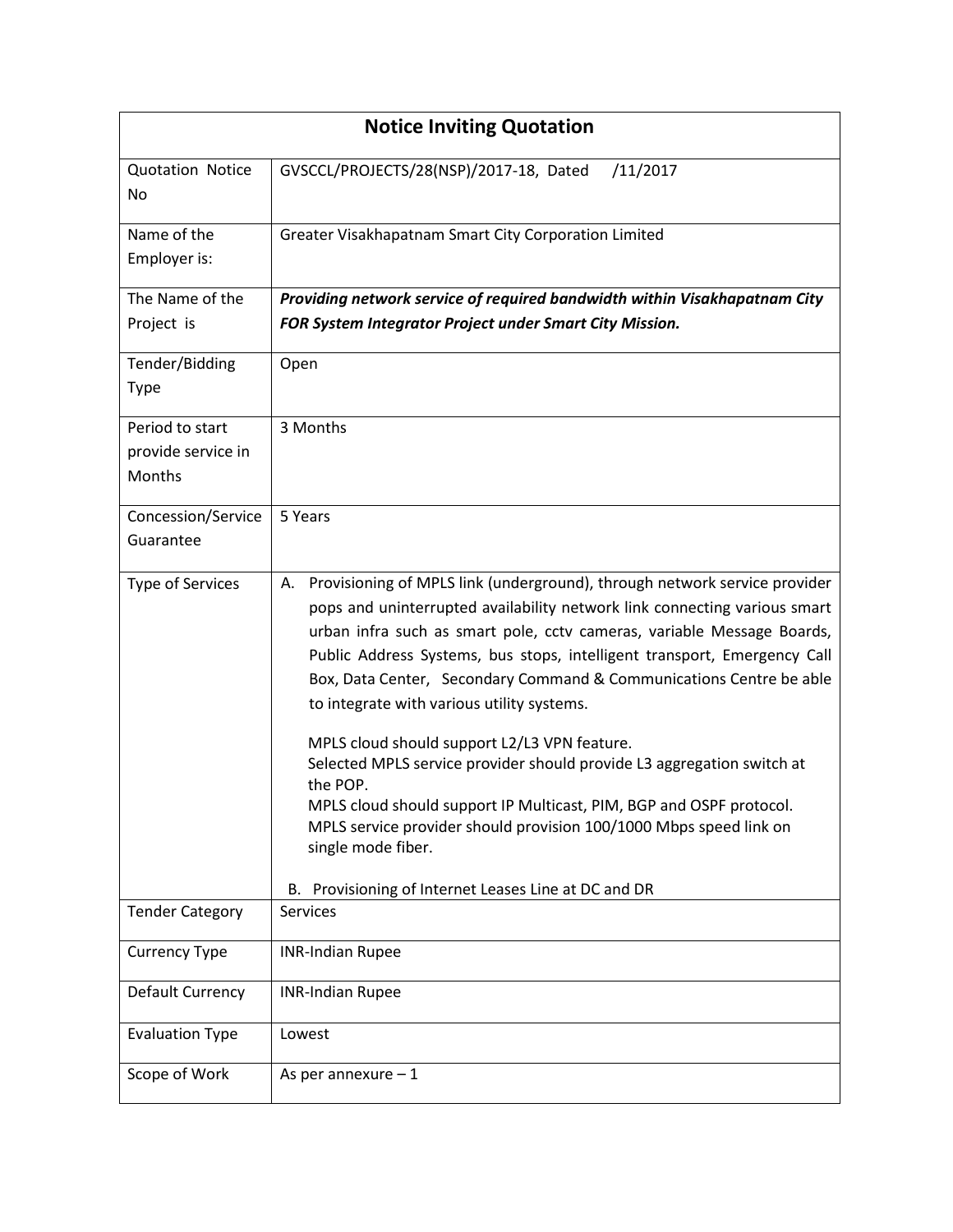| Notice Inviting Quotation | |
|---|---|
| Quotation Notice No | GVSCCL/PROJECTS/28(NSP)/2017-18, Dated /11/2017 |
| Name of the Employer is: | Greater Visakhapatnam Smart City Corporation Limited |
| The Name of the Project is | ***Providing network service of required bandwidth within Visakhapatnam City FOR System Integrator Project under Smart City Mission.*** |
| Tender/Bidding Type | Open |
| Period to start provide service in Months | 3 Months |
| Concession/Service Guarantee | 5 Years |
| Type of Services | A. Provisioning of MPLS link (underground), through network service provider pops and uninterrupted availability network link connecting various smart urban infra such as smart pole, cctv cameras, variable Message Boards, Public Address Systems, bus stops, intelligent transport, Emergency Call Box, Data Center, Secondary Command & Communications Centre be able to integrate with various utility systems.<br><br>MPLS cloud should support L2/L3 VPN feature.<br>Selected MPLS service provider should provide L3 aggregation switch at the POP.<br>MPLS cloud should support IP Multicast, PIM, BGP and OSPF protocol.<br>MPLS service provider should provision 100/1000 Mbps speed link on single mode fiber.<br><br>B. Provisioning of Internet Leases Line at DC and DR |
| Tender Category | Services |
| Currency Type | INR-Indian Rupee |
| Default Currency | INR-Indian Rupee |
| Evaluation Type | Lowest |
| Scope of Work | As per annexure – 1 |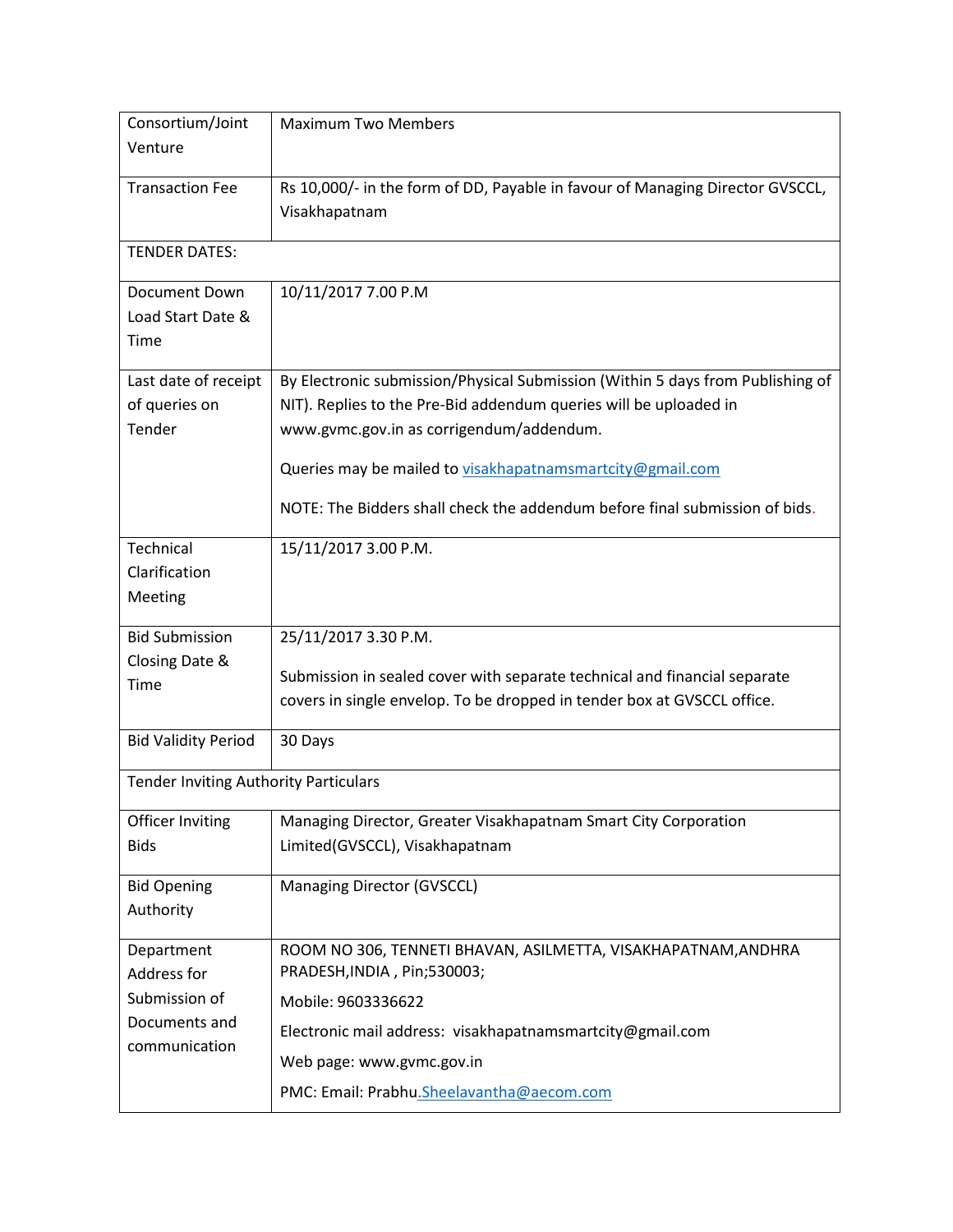| Consortium/Joint Venture | Maximum Two Members |
|---|---|
| Transaction Fee | Rs 10,000/- in the form of DD, Payable in favour of Managing Director GVSCCL, Visakhapatnam |
| TENDER DATES: | |
| Document Down Load Start Date & Time | 10/11/2017 7.00 P.M |
| Last date of receipt of queries on Tender | By Electronic submission/Physical Submission (Within 5 days from Publishing of NIT). Replies to the Pre-Bid addendum queries will be uploaded in www.gvmc.gov.in as corrigendum/addendum.<br><br>Queries may be mailed to visakhapatnamsmartcity@gmail.com<br><br>NOTE: The Bidders shall check the addendum before final submission of bids. |
| Technical Clarification Meeting | 15/11/2017 3.00 P.M. |
| Bid Submission Closing Date & Time | 25/11/2017 3.30 P.M.<br><br>Submission in sealed cover with separate technical and financial separate covers in single envelop. To be dropped in tender box at GVSCCL office. |
| Bid Validity Period | 30 Days |
| Tender Inviting Authority Particulars | |
| Officer Inviting Bids | Managing Director, Greater Visakhapatnam Smart City Corporation Limited(GVSCCL), Visakhapatnam |
| Bid Opening Authority | Managing Director (GVSCCL) |
| Department Address for Submission of Documents and communication | ROOM NO 306, TENNETI BHAVAN, ASILMETTA, VISAKHAPATNAM,ANDHRA PRADESH,INDIA , Pin;530003;<br><br>Mobile: 9603336622<br><br>Electronic mail address: visakhapatnamsmartcity@gmail.com<br><br>Web page: www.gvmc.gov.in<br><br>PMC: Email: Prabhu.Sheelavantha@aecom.com |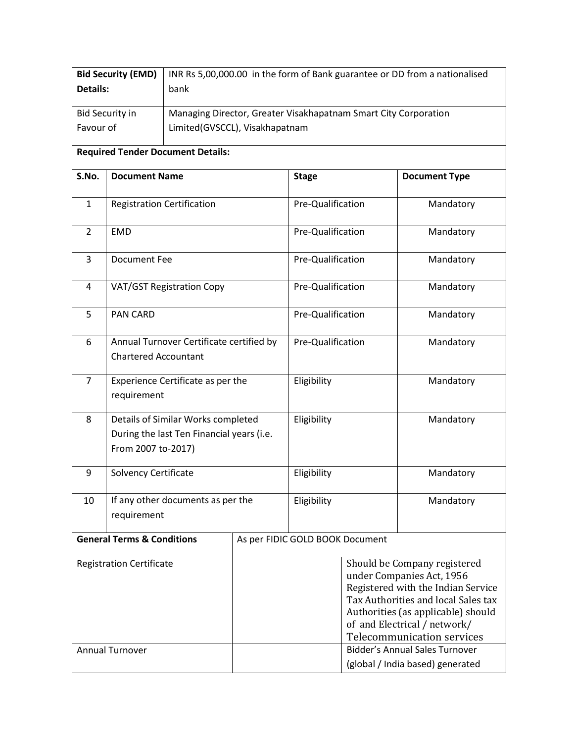| **Bid Security (EMD) Details:** | INR Rs 5,00,000.00 in the form of Bank guarantee or DD from a nationalised bank |
|---|---|
| Bid Security in Favour of | Managing Director, Greater Visakhapatnam Smart City Corporation Limited(GVSCCL), Visakhapatnam |

**Required Tender Document Details:**

| S.No. | Document Name | Stage | Document Type |
|---|---|---|---|
| 1 | Registration Certification | Pre-Qualification | Mandatory |
| 2 | EMD | Pre-Qualification | Mandatory |
| 3 | Document Fee | Pre-Qualification | Mandatory |
| 4 | VAT/GST Registration Copy | Pre-Qualification | Mandatory |
| 5 | PAN CARD | Pre-Qualification | Mandatory |
| 6 | Annual Turnover Certificate certified by Chartered Accountant | Pre-Qualification | Mandatory |
| 7 | Experience Certificate as per the requirement | Eligibility | Mandatory |
| 8 | Details of Similar Works completed During the last Ten Financial years (i.e. From 2007 to-2017) | Eligibility | Mandatory |
| 9 | Solvency Certificate | Eligibility | Mandatory |
| 10 | If any other documents as per the requirement | Eligibility | Mandatory |

| **General Terms & Conditions** | As per FIDIC GOLD BOOK Document | |
|---|---|---|
| Registration Certificate | | Should be Company registered under Companies Act, 1956 Registered with the Indian Service Tax Authorities and local Sales tax Authorities (as applicable) should of and Electrical / network/ Telecommunication services |
| Annual Turnover | | Bidder's Annual Sales Turnover (global / India based) generated |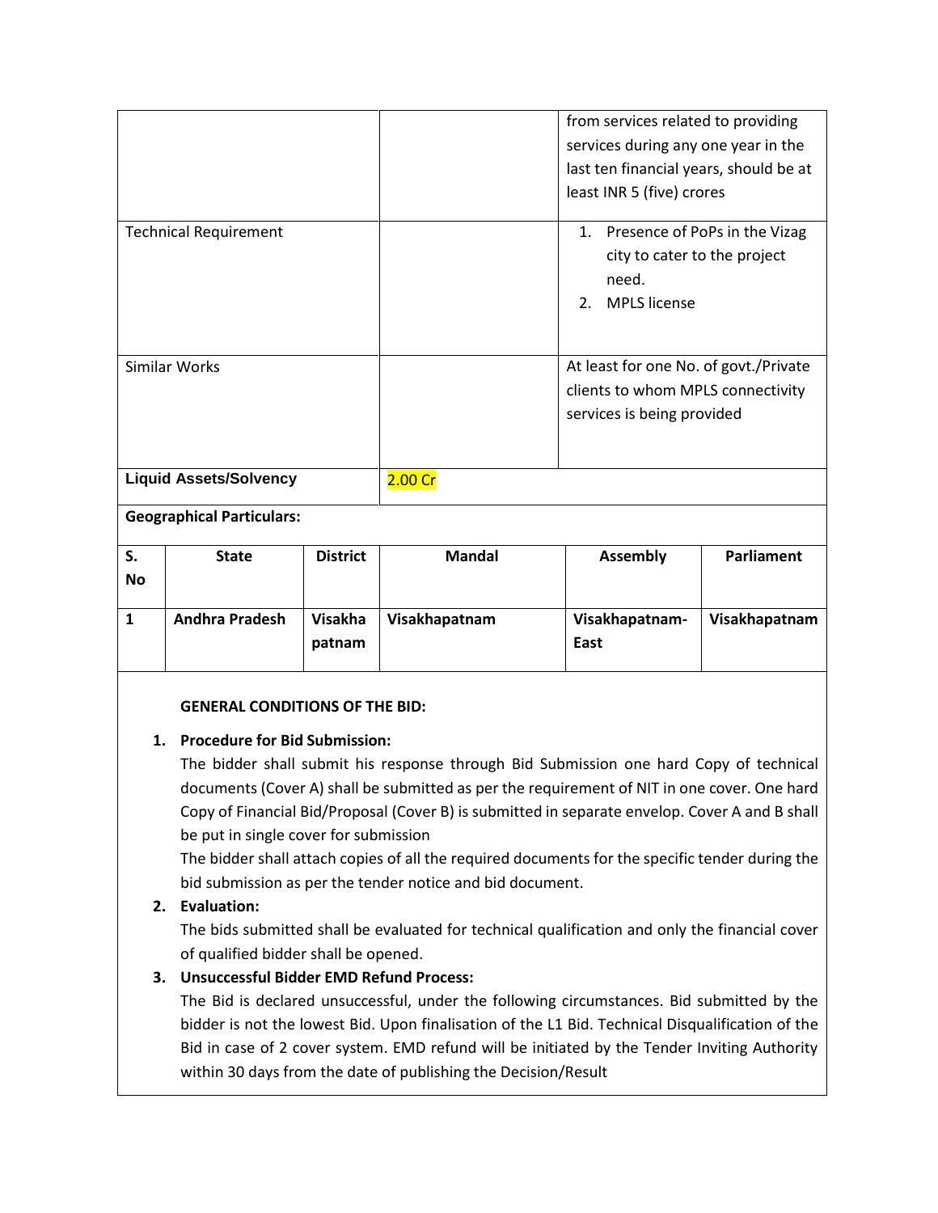| | | |
|---|---|---|
| | | from services related to providing services during any one year in the last ten financial years, should be at least INR 5 (five) crores |
| Technical Requirement | | 1. Presence of PoPs in the Vizag city to cater to the project need.<br>2. MPLS license |
| Similar Works | | At least for one No. of govt./Private clients to whom MPLS connectivity services is being provided |
| **Liquid Assets/Solvency** | 2.00 Cr | |

**Geographical Particulars:**

| S. No | State | District | Mandal | Assembly | Parliament |
|---|---|---|---|---|---|
| **1** | **Andhra Pradesh** | **Visakha patnam** | **Visakhapatnam** | **Visakhapatnam-East** | **Visakhapatnam** |

**GENERAL CONDITIONS OF THE BID:**

1. **Procedure for Bid Submission:**
   The bidder shall submit his response through Bid Submission one hard Copy of technical documents (Cover A) shall be submitted as per the requirement of NIT in one cover. One hard Copy of Financial Bid/Proposal (Cover B) is submitted in separate envelop. Cover A and B shall be put in single cover for submission
   The bidder shall attach copies of all the required documents for the specific tender during the bid submission as per the tender notice and bid document.
2. **Evaluation:**
   The bids submitted shall be evaluated for technical qualification and only the financial cover of qualified bidder shall be opened.
3. **Unsuccessful Bidder EMD Refund Process:**
   The Bid is declared unsuccessful, under the following circumstances. Bid submitted by the bidder is not the lowest Bid. Upon finalisation of the L1 Bid. Technical Disqualification of the Bid in case of 2 cover system. EMD refund will be initiated by the Tender Inviting Authority within 30 days from the date of publishing the Decision/Result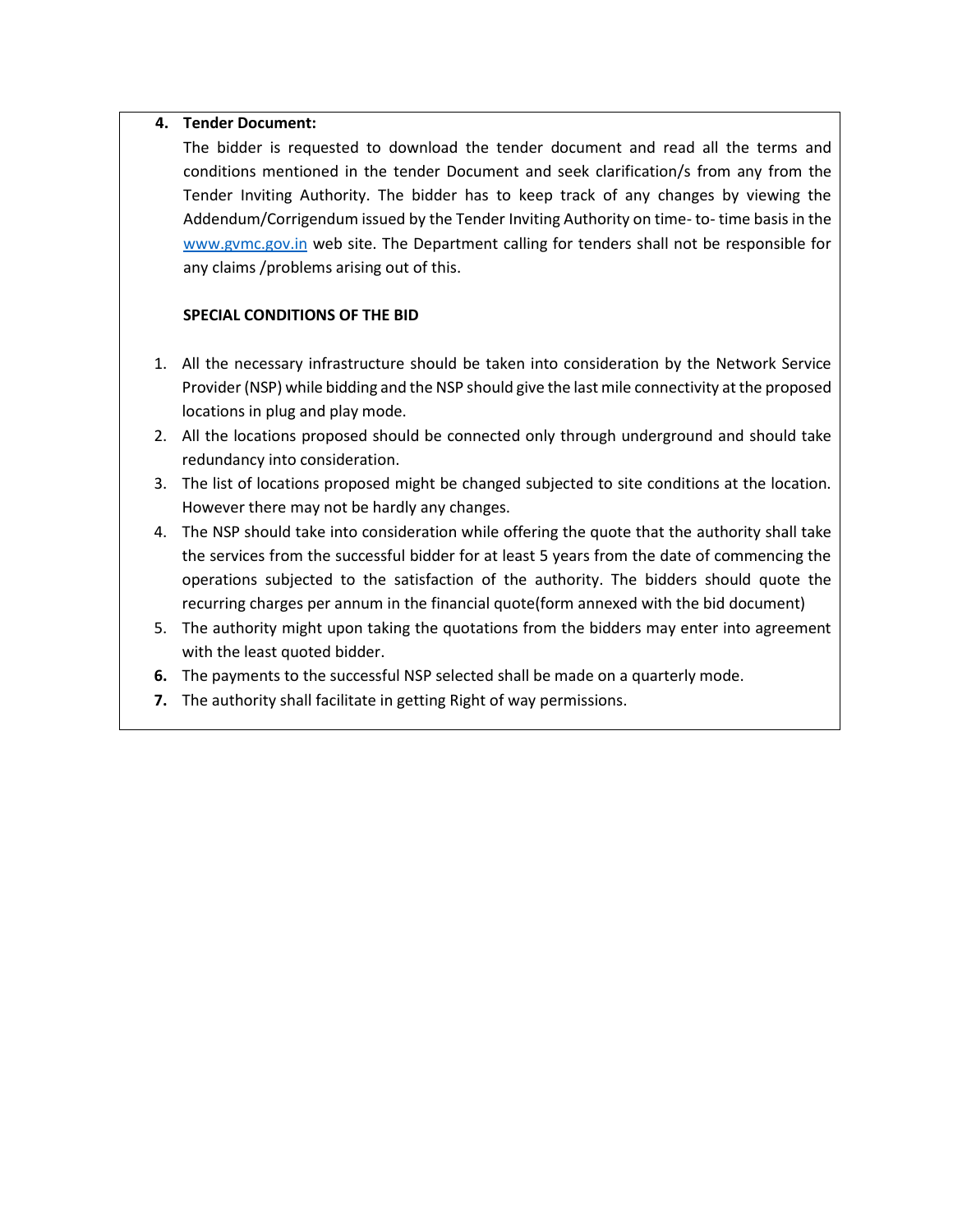4. **Tender Document:**

   The bidder is requested to download the tender document and read all the terms and conditions mentioned in the tender Document and seek clarification/s from any from the Tender Inviting Authority. The bidder has to keep track of any changes by viewing the Addendum/Corrigendum issued by the Tender Inviting Authority on time- to- time basis in the www.gvmc.gov.in web site. The Department calling for tenders shall not be responsible for any claims /problems arising out of this.

**SPECIAL CONDITIONS OF THE BID**

1. All the necessary infrastructure should be taken into consideration by the Network Service Provider (NSP) while bidding and the NSP should give the last mile connectivity at the proposed locations in plug and play mode.
2. All the locations proposed should be connected only through underground and should take redundancy into consideration.
3. The list of locations proposed might be changed subjected to site conditions at the location. However there may not be hardly any changes.
4. The NSP should take into consideration while offering the quote that the authority shall take the services from the successful bidder for at least 5 years from the date of commencing the operations subjected to the satisfaction of the authority. The bidders should quote the recurring charges per annum in the financial quote(form annexed with the bid document)
5. The authority might upon taking the quotations from the bidders may enter into agreement with the least quoted bidder.
6. The payments to the successful NSP selected shall be made on a quarterly mode.
7. The authority shall facilitate in getting Right of way permissions.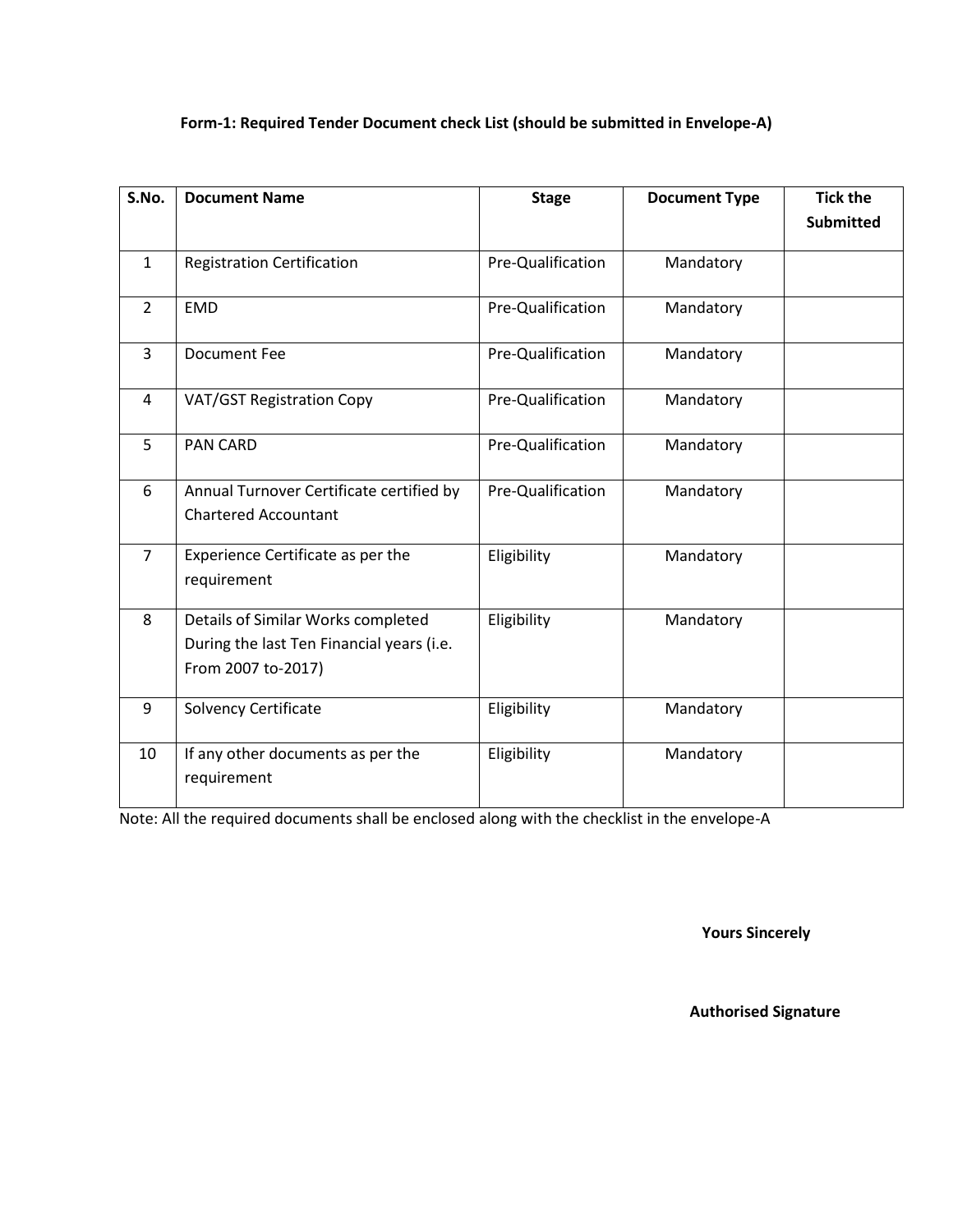**Form-1: Required Tender Document check List (should be submitted in Envelope-A)**

| S.No. | Document Name | Stage | Document Type | Tick the Submitted |
|---|---|---|---|---|
| 1 | Registration Certification | Pre-Qualification | Mandatory | |
| 2 | EMD | Pre-Qualification | Mandatory | |
| 3 | Document Fee | Pre-Qualification | Mandatory | |
| 4 | VAT/GST Registration Copy | Pre-Qualification | Mandatory | |
| 5 | PAN CARD | Pre-Qualification | Mandatory | |
| 6 | Annual Turnover Certificate certified by Chartered Accountant | Pre-Qualification | Mandatory | |
| 7 | Experience Certificate as per the requirement | Eligibility | Mandatory | |
| 8 | Details of Similar Works completed During the last Ten Financial years (i.e. From 2007 to-2017) | Eligibility | Mandatory | |
| 9 | Solvency Certificate | Eligibility | Mandatory | |
| 10 | If any other documents as per the requirement | Eligibility | Mandatory | |

Note: All the required documents shall be enclosed along with the checklist in the envelope-A

**Yours Sincerely**

**Authorised Signature**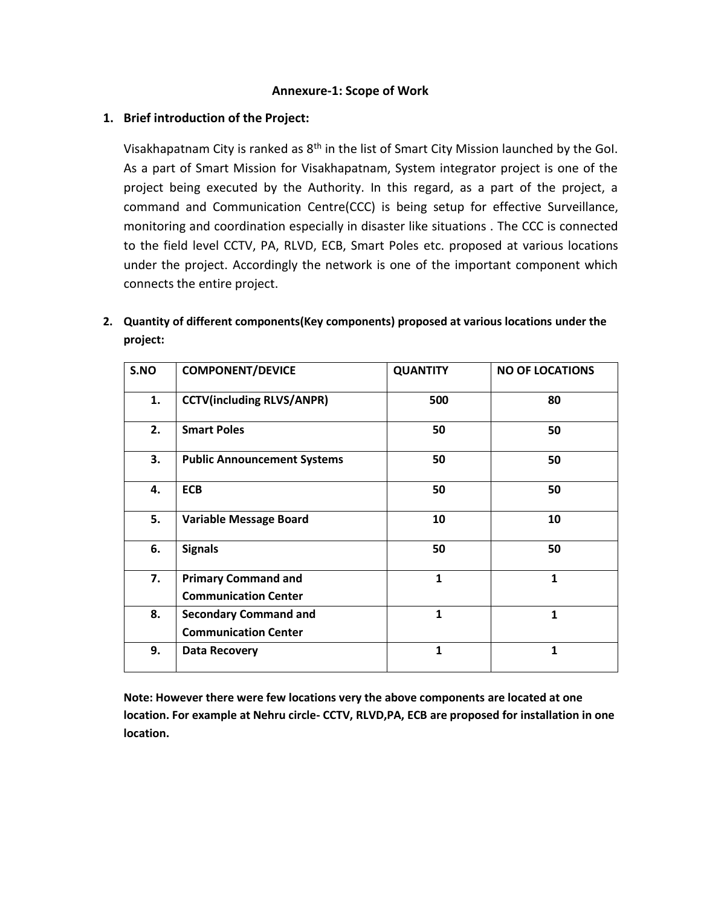**Annexure-1: Scope of Work**

## 1. Brief introduction of the Project:

Visakhapatnam City is ranked as 8th in the list of Smart City Mission launched by the GoI. As a part of Smart Mission for Visakhapatnam, System integrator project is one of the project being executed by the Authority. In this regard, as a part of the project, a command and Communication Centre(CCC) is being setup for effective Surveillance, monitoring and coordination especially in disaster like situations . The CCC is connected to the field level CCTV, PA, RLVD, ECB, Smart Poles etc. proposed at various locations under the project. Accordingly the network is one of the important component which connects the entire project.

## 2. Quantity of different components(Key components) proposed at various locations under the project:

| S.NO | COMPONENT/DEVICE | QUANTITY | NO OF LOCATIONS |
|---|---|---|---|
| 1. | **CCTV(including RLVS/ANPR)** | 500 | 80 |
| 2. | **Smart Poles** | 50 | 50 |
| 3. | **Public Announcement Systems** | 50 | 50 |
| 4. | **ECB** | 50 | 50 |
| 5. | **Variable Message Board** | 10 | 10 |
| 6. | **Signals** | 50 | 50 |
| 7. | **Primary Command and Communication Center** | 1 | 1 |
| 8. | **Secondary Command and Communication Center** | 1 | 1 |
| 9. | **Data Recovery** | 1 | 1 |

**Note: However there were few locations very the above components are located at one location. For example at Nehru circle- CCTV, RLVD,PA, ECB are proposed for installation in one location.**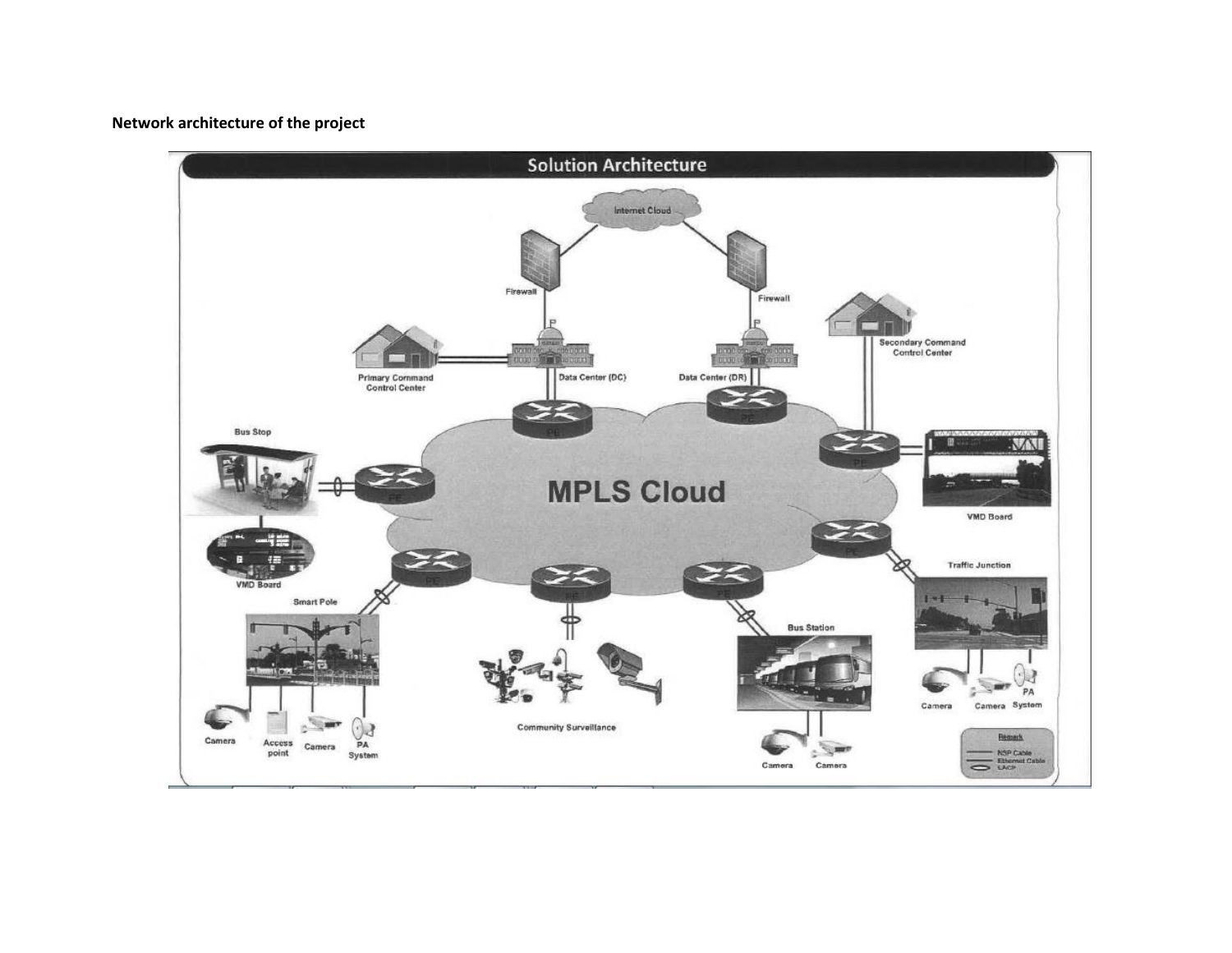**Network architecture of the project**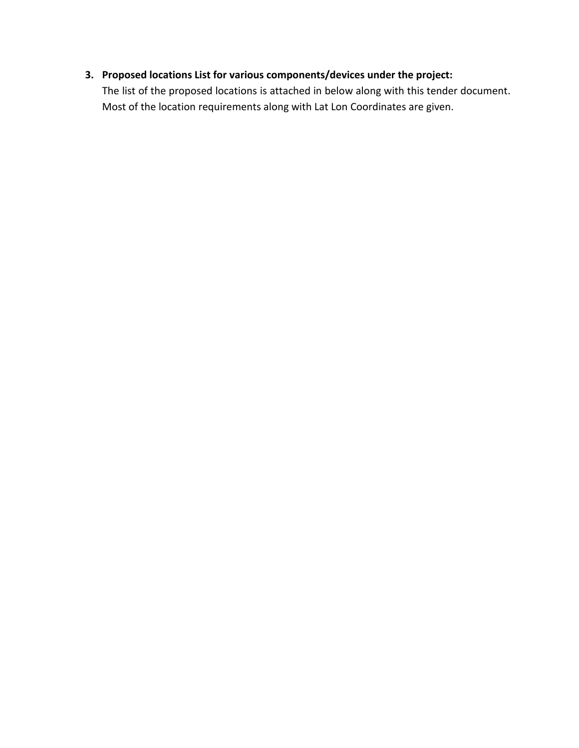3. **Proposed locations List for various components/devices under the project:**
   The list of the proposed locations is attached in below along with this tender document. Most of the location requirements along with Lat Lon Coordinates are given.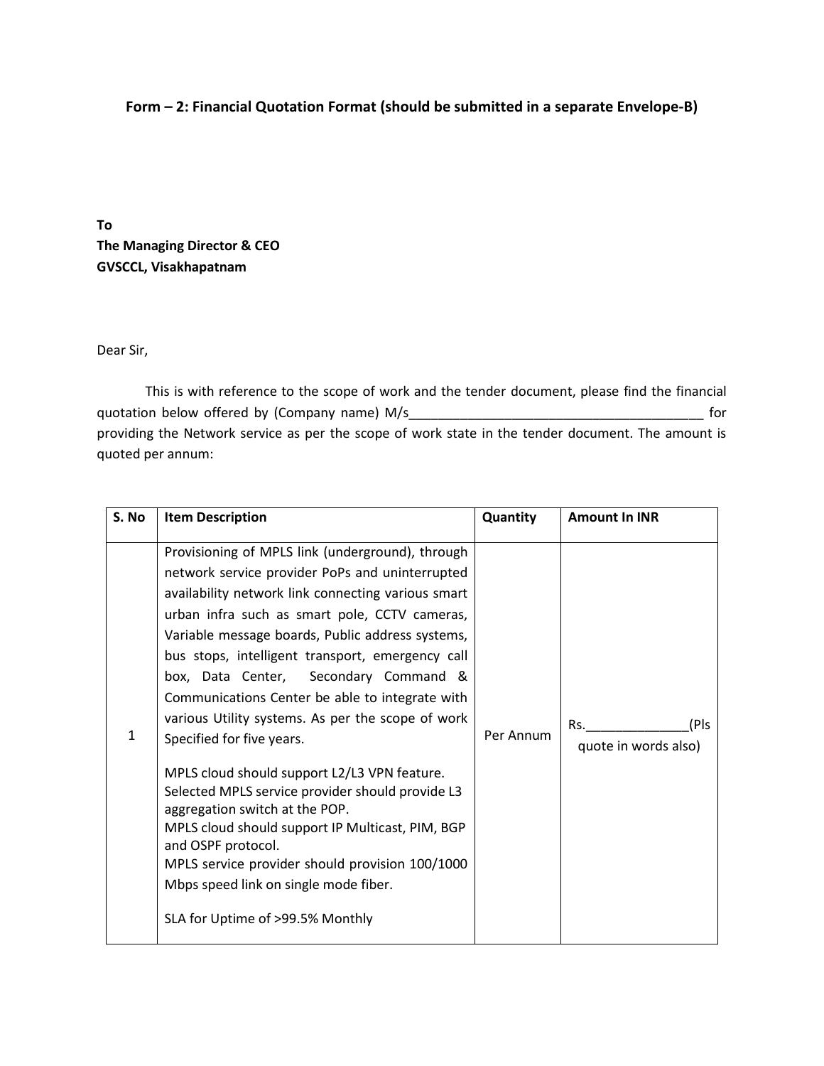**Form – 2: Financial Quotation Format (should be submitted in a separate Envelope-B)**

**To**
**The Managing Director & CEO**
**GVSCCL, Visakhapatnam**

Dear Sir,

This is with reference to the scope of work and the tender document, please find the financial quotation below offered by (Company name) M/s_________________________________________ for providing the Network service as per the scope of work state in the tender document. The amount is quoted per annum:

| S. No | Item Description | Quantity | Amount In INR |
|---|---|---|---|
| 1 | Provisioning of MPLS link (underground), through network service provider PoPs and uninterrupted availability network link connecting various smart urban infra such as smart pole, CCTV cameras, Variable message boards, Public address systems, bus stops, intelligent transport, emergency call box, Data Center, Secondary Command & Communications Center be able to integrate with various Utility systems. As per the scope of work Specified for five years.<br><br>MPLS cloud should support L2/L3 VPN feature.<br>Selected MPLS service provider should provide L3 aggregation switch at the POP.<br>MPLS cloud should support IP Multicast, PIM, BGP and OSPF protocol.<br>MPLS service provider should provision 100/1000 Mbps speed link on single mode fiber.<br><br>SLA for Uptime of >99.5% Monthly | Per Annum | Rs.______________(Pls quote in words also) |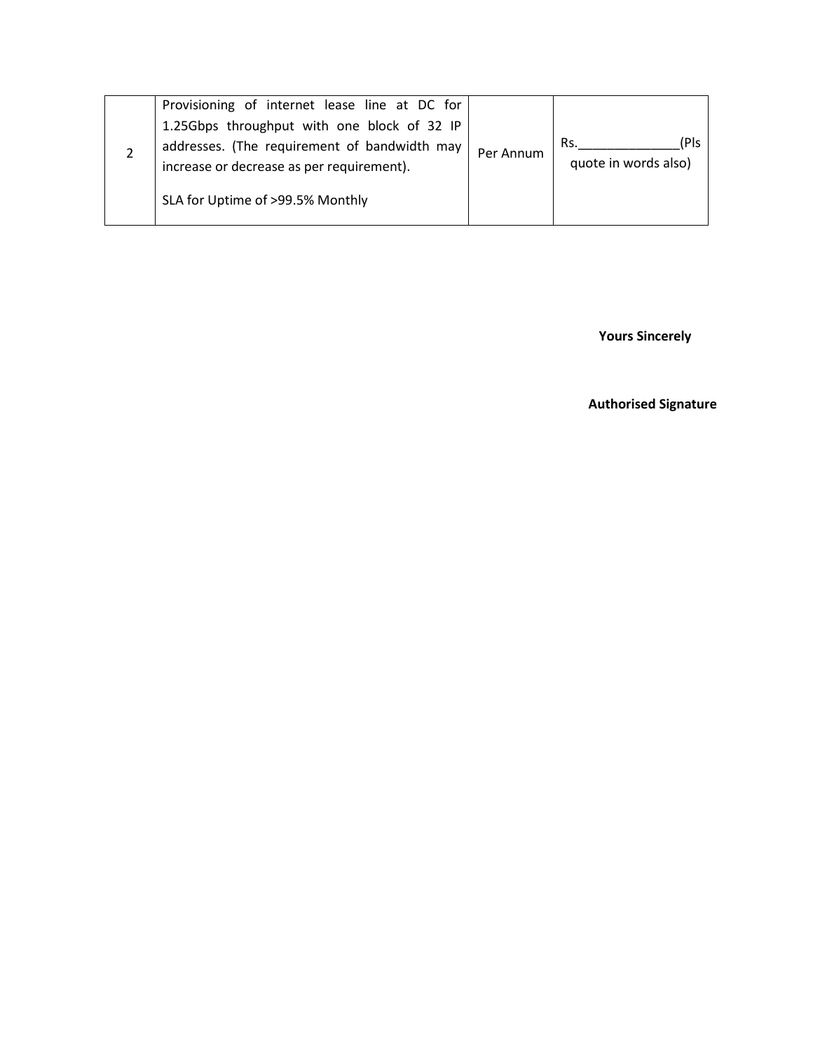| | | | |
|---|---|---|---|
| 2 | Provisioning of internet lease line at DC for 1.25Gbps throughput with one block of 32 IP addresses. (The requirement of bandwidth may increase or decrease as per requirement).<br><br>SLA for Uptime of >99.5% Monthly | Per Annum | Rs.______________(Pls quote in words also) |

**Yours Sincerely**

**Authorised Signature**